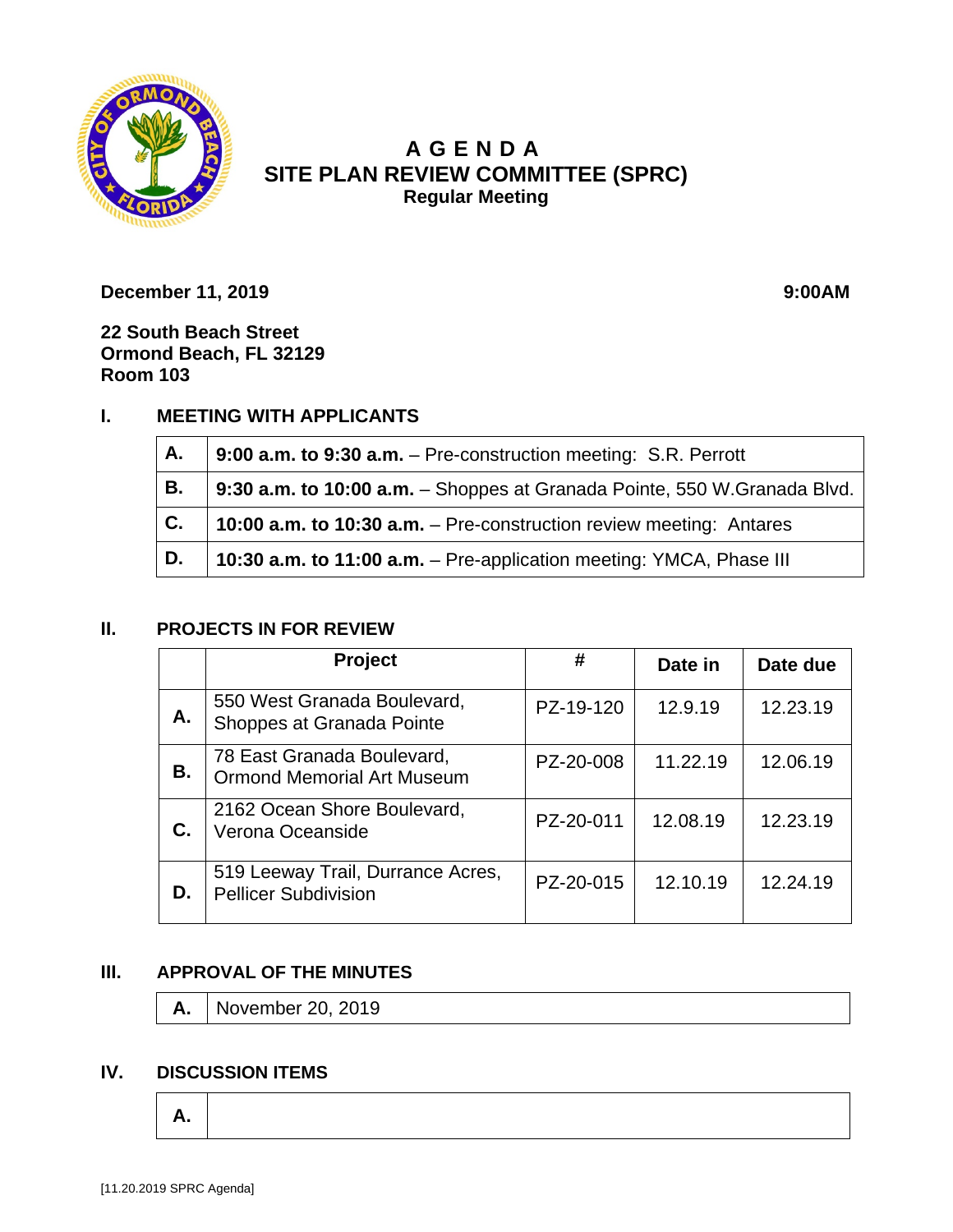# A G E N D A
## SITE PLAN REVIEW COMMITTEE (SPRC)
### Regular Meeting

**December 11, 2019** **9:00AM**

**22 South Beach Street**
**Ormond Beach, FL 32129**
**Room 103**

## I. MEETING WITH APPLICANTS

| | |
|---|---|
| **A.** | **9:00 a.m. to 9:30 a.m.** – Pre-construction meeting: S.R. Perrott |
| **B.** | **9:30 a.m. to 10:00 a.m.** – Shoppes at Granada Pointe, 550 W.Granada Blvd. |
| **C.** | **10:00 a.m. to 10:30 a.m.** – Pre-construction review meeting: Antares |
| **D.** | **10:30 a.m. to 11:00 a.m.** – Pre-application meeting: YMCA, Phase III |

## II. PROJECTS IN FOR REVIEW

| | Project | # | Date in | Date due |
|---|---|---|---|---|
| **A.** | 550 West Granada Boulevard, Shoppes at Granada Pointe | PZ-19-120 | 12.9.19 | 12.23.19 |
| **B.** | 78 East Granada Boulevard, Ormond Memorial Art Museum | PZ-20-008 | 11.22.19 | 12.06.19 |
| **C.** | 2162 Ocean Shore Boulevard, Verona Oceanside | PZ-20-011 | 12.08.19 | 12.23.19 |
| **D.** | 519 Leeway Trail, Durrance Acres, Pellicer Subdivision | PZ-20-015 | 12.10.19 | 12.24.19 |

## III. APPROVAL OF THE MINUTES

| | |
|---|---|
| **A.** | November 20, 2019 |

## IV. DISCUSSION ITEMS

| | |
|---|---|
| **A.** | |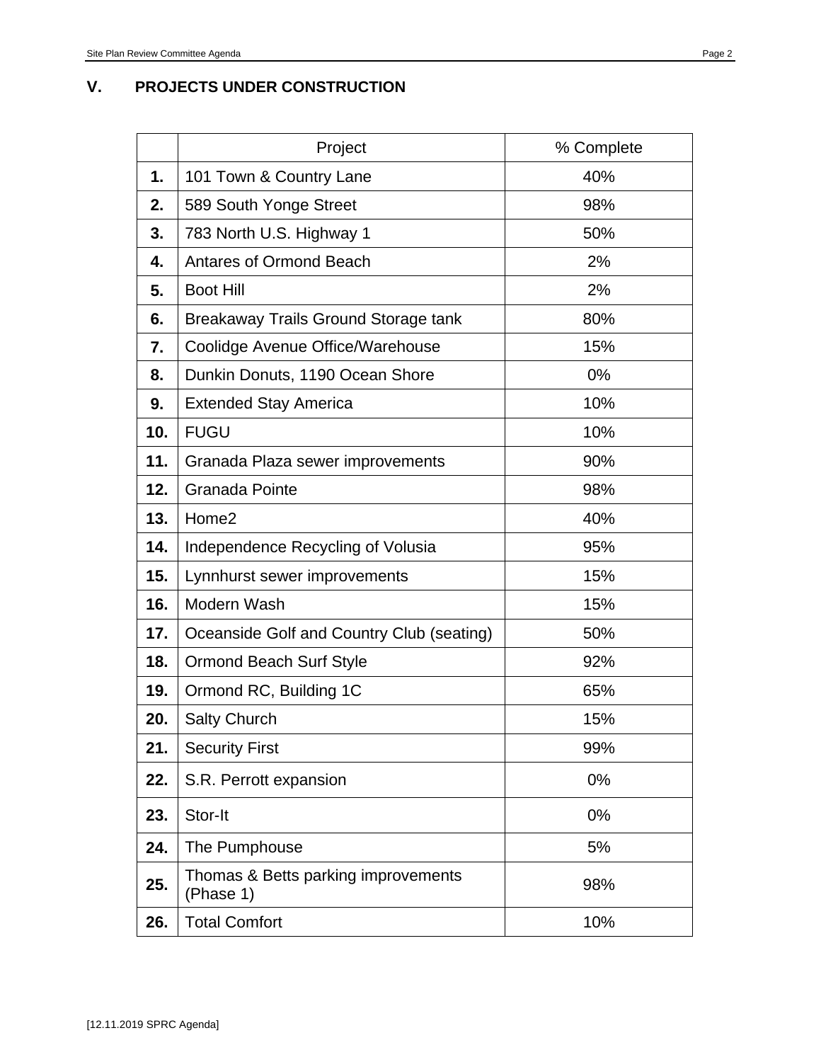## V. PROJECTS UNDER CONSTRUCTION

| | Project | % Complete |
|---|---|---|
| **1.** | 101 Town & Country Lane | 40% |
| **2.** | 589 South Yonge Street | 98% |
| **3.** | 783 North U.S. Highway 1 | 50% |
| **4.** | Antares of Ormond Beach | 2% |
| **5.** | Boot Hill | 2% |
| **6.** | Breakaway Trails Ground Storage tank | 80% |
| **7.** | Coolidge Avenue Office/Warehouse | 15% |
| **8.** | Dunkin Donuts, 1190 Ocean Shore | 0% |
| **9.** | Extended Stay America | 10% |
| **10.** | FUGU | 10% |
| **11.** | Granada Plaza sewer improvements | 90% |
| **12.** | Granada Pointe | 98% |
| **13.** | Home2 | 40% |
| **14.** | Independence Recycling of Volusia | 95% |
| **15.** | Lynnhurst sewer improvements | 15% |
| **16.** | Modern Wash | 15% |
| **17.** | Oceanside Golf and Country Club (seating) | 50% |
| **18.** | Ormond Beach Surf Style | 92% |
| **19.** | Ormond RC, Building 1C | 65% |
| **20.** | Salty Church | 15% |
| **21.** | Security First | 99% |
| **22.** | S.R. Perrott expansion | 0% |
| **23.** | Stor-It | 0% |
| **24.** | The Pumphouse | 5% |
| **25.** | Thomas & Betts parking improvements (Phase 1) | 98% |
| **26.** | Total Comfort | 10% |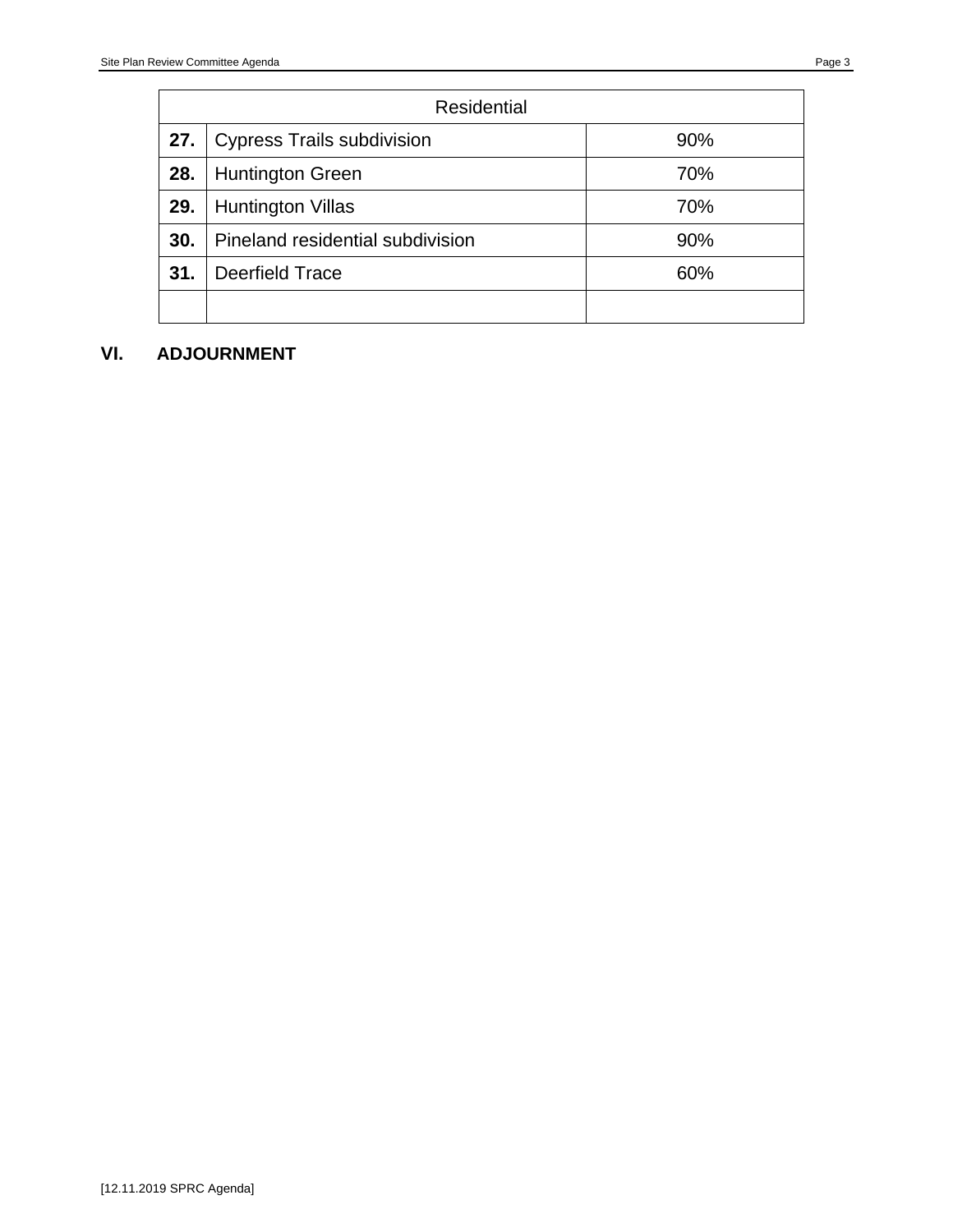| Residential | | |
|---|---|---|
| **27.** | Cypress Trails subdivision | 90% |
| **28.** | Huntington Green | 70% |
| **29.** | Huntington Villas | 70% |
| **30.** | Pineland residential subdivision | 90% |
| **31.** | Deerfield Trace | 60% |
| | | |

## VI. ADJOURNMENT